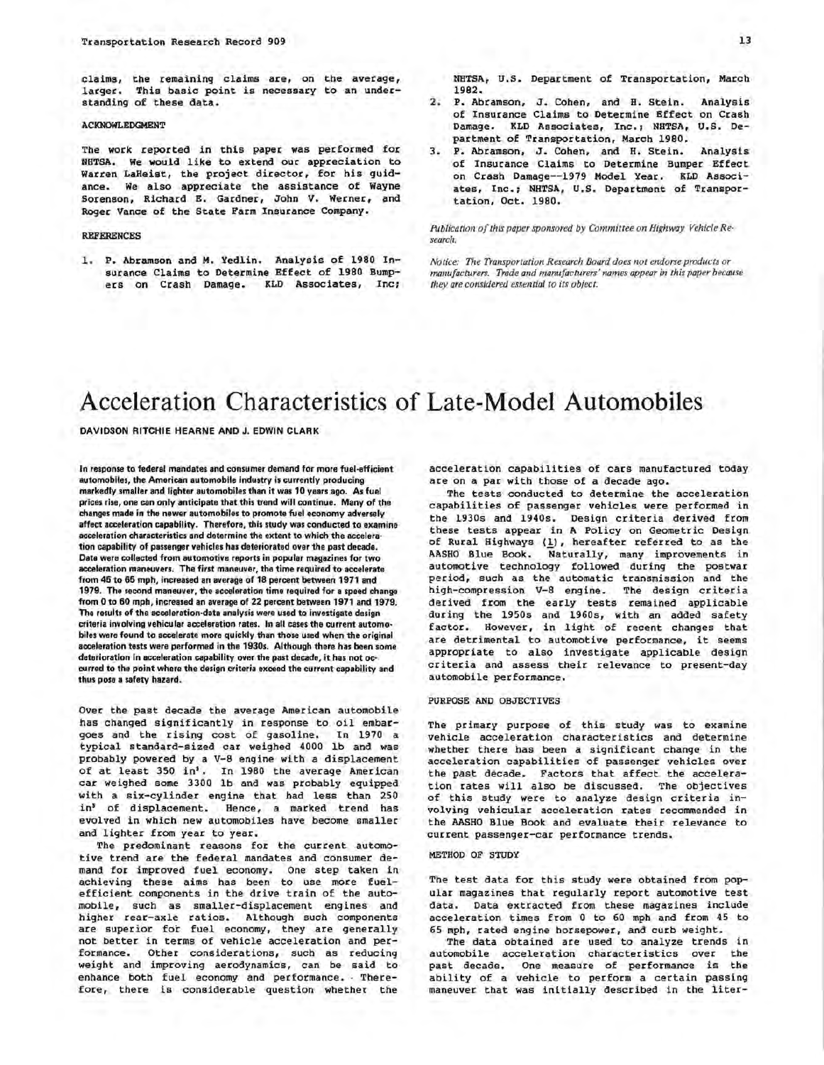claims, the remaining claims are, on the average, larger. This basic point is necessary to an understanding of these data.

## ACKNOWLEDGMENT

The work reported in this paper was performed for NHTSA. We would like to extend our appreciation to Warren LaHeist, the project director, for his guidance. We also appreciate the assistance of Wayne Sorenson, Richard E. Gardner, John V. Werner, and Roger Vance of the State Farm Insurance Company.

## REFERENCES

1. P. Abramson and M. Yedlin. Analysis of 1980 Insurance Claims to Determine Effect of 1980 Bumpers on Crash Damage. KLD Associates, Inc; NHTSA, U.S. Department of Transportation, March 1982.
2. P. Abramson, J. Cohen, and H. Stein. Analysis of Insurance Claims to Determine Effect on Crash Damage. KLD Associates, Inc.; NHTSA, U.S. Department of Transportation, March 1980.
3. P. Abramson, J. Cohen, and H. Stein. Analysis of Insurance Claims to Determine Bumper Effect on Crash Damage--1979 Model Year. KLD Associates, Inc.; NHTSA, U.S. Department of Transportation, Oct. 1980.

*Publication of this paper sponsored by Committee on Highway Vehicle Research.*

*Notice: The Transportation Research Board does not endorse products or manufacturers. Trade and manufacturers' names appear in this paper because they are considered essential to its object.*

# Acceleration Characteristics of Late-Model Automobiles

**DAVIDSON RITCHIE HEARNE AND J. EDWIN CLARK**

**In response to federal mandates and consumer demand for more fuel-efficient automobiles, the American automobile industry is currently producing markedly smaller and lighter automobiles than it was 10 years ago. As fuel prices rise, one can only anticipate that this trend will continue. Many of the changes made in the newer automobiles to promote fuel economy adversely affect acceleration capability. Therefore, this study was conducted to examine acceleration characteristics and determine the extent to which the acceleration capability of passenger vehicles has deteriorated over the past decade. Data were collected from automotive reports in popular magazines for two acceleration maneuvers. The first maneuver, the time required to accelerate from 45 to 65 mph, increased an average of 18 percent between 1971 and 1979. The second maneuver, the acceleration time required for a speed change from 0 to 60 mph, increased an average of 22 percent between 1971 and 1979. The results of the acceleration-data analysis were used to investigate design criteria involving vehicular acceleration rates. In all cases the current automobiles were found to accelerate more quickly than those used when the original acceleration tests were performed in the 1930s. Although there has been some deterioration in acceleration capability over the past decade, it has not occurred to the point where the design criteria exceed the current capability and thus pose a safety hazard.**

Over the past decade the average American automobile has changed significantly in response to oil embargoes and the rising cost of gasoline. In 1970 a typical standard-sized car weighed 4000 lb and was probably powered by a V-8 engine with a displacement of at least 350 $in^3$. In 1980 the average American car weighed some 3300 lb and was probably equipped with a six-cylinder engine that had less than 250 $in^3$ of displacement. Hence, a marked trend has evolved in which new automobiles have become smaller and lighter from year to year.

The predominant reasons for the current automotive trend are the federal mandates and consumer demand for improved fuel economy. One step taken in achieving these aims has been to use more fuel-efficient components in the drive train of the automobile, such as smaller-displacement engines and higher rear-axle ratios. Although such components are superior for fuel economy, they are generally not better in terms of vehicle acceleration and performance. Other considerations, such as reducing weight and improving aerodynamics, can be said to enhance both fuel economy and performance. Therefore, there is considerable question whether the acceleration capabilities of cars manufactured today are on a par with those of a decade ago.

The tests conducted to determine the acceleration capabilities of passenger vehicles were performed in the 1930s and 1940s. Design criteria derived from these tests appear in A Policy on Geometric Design of Rural Highways (1), hereafter referred to as the AASHO Blue Book. Naturally, many improvements in automotive technology followed during the postwar period, such as the automatic transmission and the high-compression V-8 engine. The design criteria derived from the early tests remained applicable during the 1950s and 1960s, with an added safety factor. However, in light of recent changes that are detrimental to automotive performance, it seems appropriate to also investigate applicable design criteria and assess their relevance to present-day automobile performance.

## PURPOSE AND OBJECTIVES

The primary purpose of this study was to examine vehicle acceleration characteristics and determine whether there has been a significant change in the acceleration capabilities of passenger vehicles over the past decade. Factors that affect the acceleration rates will also be discussed. The objectives of this study were to analyze design criteria involving vehicular acceleration rates recommended in the AASHO Blue Book and evaluate their relevance to current passenger-car performance trends.

## METHOD OF STUDY

The test data for this study were obtained from popular magazines that regularly report automotive test data. Data extracted from these magazines include acceleration times from 0 to 60 mph and from 45 to 65 mph, rated engine horsepower, and curb weight.

The data obtained are used to analyze trends in automobile acceleration characteristics over the past decade. One measure of performance is the ability of a vehicle to perform a certain passing maneuver that was initially described in the liter-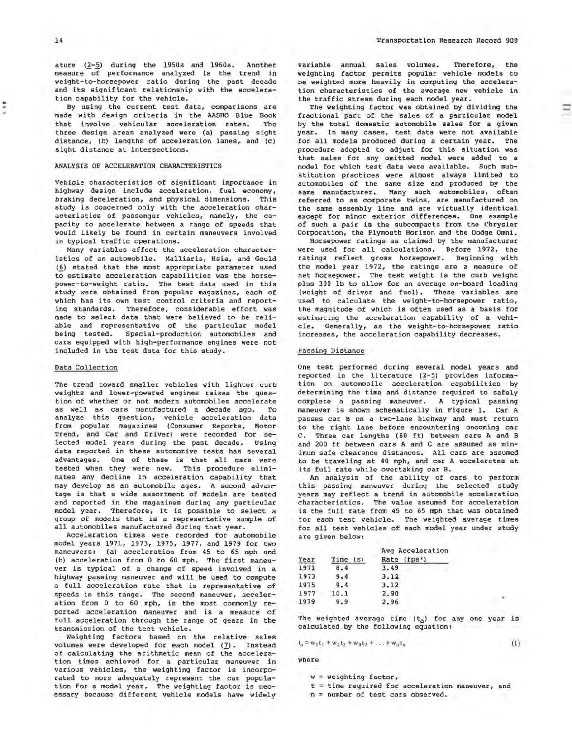ature (2-5) during the 1950s and 1960s. Another measure of performance analyzed is the trend in weight-to-horsepower ratio during the past decade and its significant relationship with the acceleration capability for the vehicle.

By using the current test data, comparisons are made with design criteria in the AASHO Blue Book that involve vehicular acceleration rates. The three design areas analyzed were (a) passing sight distance, (b) lengths of acceleration lanes, and (c) sight distance at intersections.

## ANALYSIS OF ACCELERATION CHARACTERISTICS

Vehicle characteristics of significant importance in highway design include acceleration, fuel economy, braking deceleration, and physical dimensions. This study is concerned only with the acceleration characteristics of passenger vehicles, namely, the capacity to accelerate between a range of speeds that would likely be found in certain maneuvers involved in typical traffic operations.

Many variables affect the acceleration characteristics of an automobile. Malliaris, Hsia, and Gould (6) stated that the most appropriate parameter used to estimate acceleration capabilities was the horsepower-to-weight ratio. The test data used in this study were obtained from popular magazines, each of which has its own test control criteria and reporting standards. Therefore, considerable effort was made to select data that were believed to be reliable and representative of the particular model being tested. Special-production automobiles and cars equipped with high-performance engines were not included in the test data for this study.

### Data Collection

The trend toward smaller vehicles with lighter curb weights and lower-powered engines raises the question of whether or not modern automobiles accelerate as well as cars manufactured a decade ago. To analyze this question, vehicle acceleration data from popular magazines (Consumer Reports, Motor Trend, and Car and Driver) were recorded for selected model years during the past decade. Using data reported in these automotive tests has several advantages. One of these is that all cars were tested when they were new. This procedure eliminates any decline in acceleration capability that may develop as an automobile ages. A second advantage is that a wide assortment of models are tested and reported in the magazines during any particular model year. Therefore, it is possible to select a group of models that is a representative sample of all automobiles manufactured during that year.

Acceleration times were recorded for automobile model years 1971, 1973, 1975, 1977, and 1979 for two maneuvers: (a) acceleration from 45 to 65 mph and (b) acceleration from 0 to 60 mph. The first maneuver is typical of a change of speed involved in a highway passing maneuver and will be used to compute a full acceleration rate that is representative of speeds in this range. The second maneuver, acceleration from 0 to 60 mph, is the most commonly reported acceleration maneuver and is a measure of full acceleration through the range of gears in the transmission of the test vehicle.

Weighting factors based on the relative sales volumes were developed for each model (7). Instead of calculating the arithmetic mean of the acceleration times achieved for a particular maneuver in various vehicles, the weighting factor is incorporated to more adequately represent the car population for a model year. The weighting factor is necessary because different vehicle models have widely variable annual sales volumes. Therefore, the weighting factor permits popular vehicle models to be weighted more heavily in computing the acceleration characteristics of the average new vehicle in the traffic stream during each model year.

The weighting factor was obtained by dividing the fractional part of the sales of a particular model by the total domestic automobile sales for a given year. In many cases, test data were not available for all models produced during a certain year. The procedure adopted to adjust for this situation was that sales for any omitted model were added to a model for which test data were available. Such substitution practices were almost always limited to automobiles of the same size and produced by the same manufacturer. Many such automobiles, often referred to as corporate twins, are manufactured on the same assembly line and are virtually identical except for minor exterior differences. One example of such a pair is the subcompacts from the Chrysler Corporation, the Plymouth Horizon and the Dodge Omni.

Horsepower ratings as claimed by the manufacturer were used for all calculations. Before 1972, the ratings reflect gross horsepower. Beginning with the model year 1972, the ratings are a measure of net horsepower. The test weight is the curb weight plus 300 lb to allow for an average on-board loading (weight of driver and fuel). These variables are used to calculate the weight-to-horsepower ratio, the magnitude of which is often used as a basis for estimating the acceleration capability of a vehicle. Generally, as the weight-to-horsepower ratio increases, the acceleration capability decreases.

### Passing Distance

One test performed during several model years and reported in the literature (2-5) provides information on automobile acceleration capabilities by determining the time and distance required to safely complete a passing maneuver. A typical passing maneuver is shown schematically in Figure 1. Car A passes car B on a two-lane highway and must return to the right lane before encountering oncoming car C. Three car lengths (60 ft) between cars A and B and 200 ft between cars A and C are assumed as minimum safe clearance distances. All cars are assumed to be traveling at 40 mph, and car A accelerates at its full rate while overtaking car B.

An analysis of the ability of cars to perform this passing maneuver during the selected study years may reflect a trend in automobile acceleration characteristics. The value assumed for acceleration is the full rate from 45 to 65 mph that was obtained for each test vehicle. The weighted average times for all test vehicles of each model year under study are given below:

| Year | Time (s) | Avg Acceleration Rate (fps²) |
|---|---|---|
| 1971 | 8.4 | 3.49 |
| 1973 | 9.4 | 3.12 |
| 1975 | 9.4 | 3.12 |
| 1977 | 10.1 | 2.90 |
| 1979 | 9.9 | 2.96 |

The weighted average time ($t_a$) for any one year is calculated by the following equation:

$$t_a = w_1 t_1 + w_2 t_2 + w_3 t_3 + \ldots + w_n t_n \qquad (1)$$

where

- $w$ = weighting factor,
- $t$ = time required for acceleration maneuver, and
- $n$ = number of test cars observed.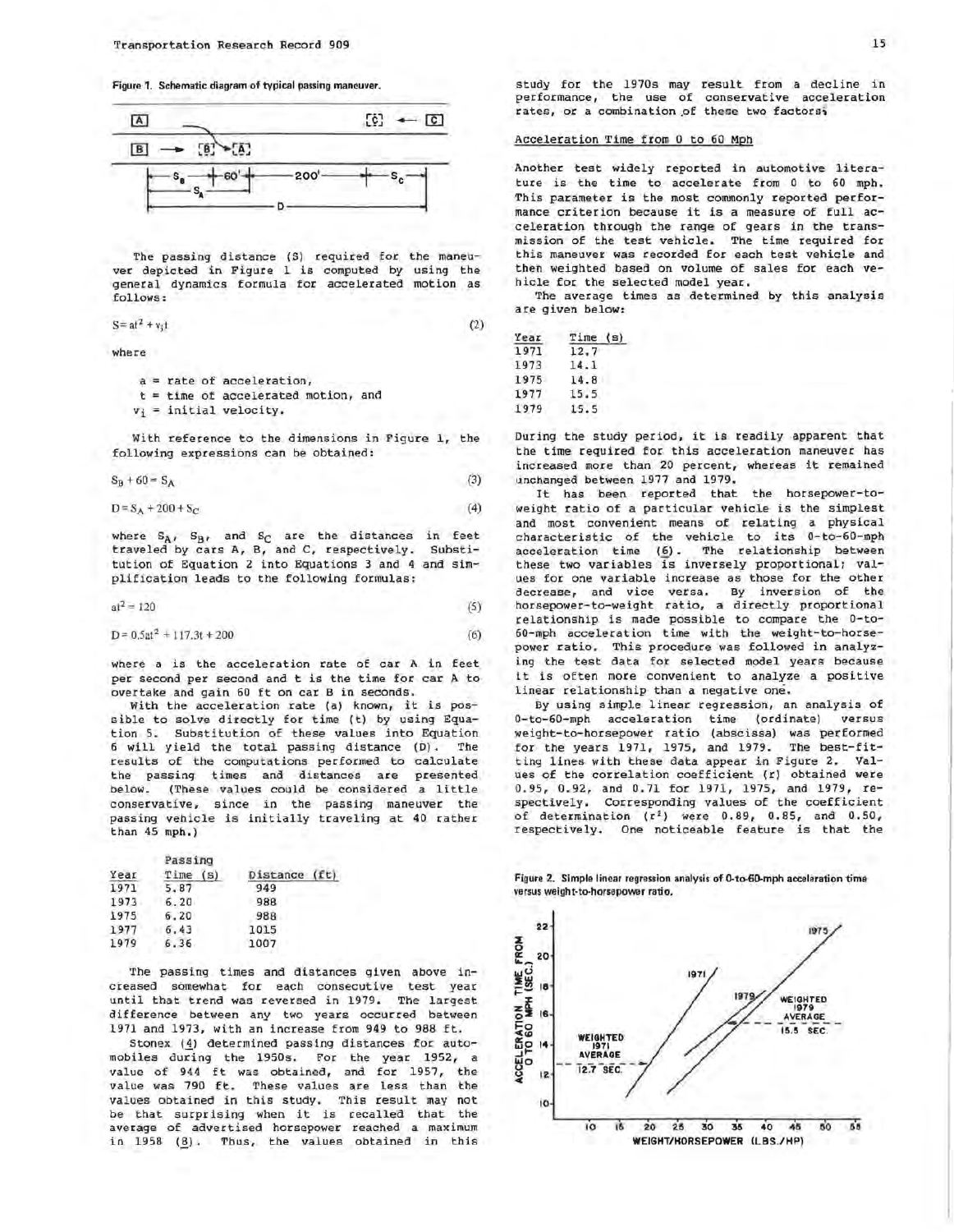Figure 1. Schematic diagram of typical passing maneuver.

The passing distance (S) required for the maneuver depicted in Figure 1 is computed by using the general dynamics formula for accelerated motion as follows:

$$S = at^2 + v_i t \tag{2}$$

where

- $a$ = rate of acceleration,
- $t$ = time of accelerated motion, and
- $v_i$ = initial velocity.

With reference to the dimensions in Figure 1, the following expressions can be obtained:

$$S_B + 60 = S_A \tag{3}$$

$$D = S_A + 200 + S_C \tag{4}$$

where $S_A$, $S_B$, and $S_C$ are the distances in feet traveled by cars A, B, and C, respectively. Substitution of Equation 2 into Equations 3 and 4 and simplification leads to the following formulas:

$$at^2 = 120 \tag{5}$$

$$D = 0.5at^2 + 117.3t + 200 \tag{6}$$

where a is the acceleration rate of car A in feet per second per second and t is the time for car A to overtake and gain 60 ft on car B in seconds.

With the acceleration rate (a) known, it is possible to solve directly for time (t) by using Equation 5. Substitution of these values into Equation 6 will yield the total passing distance (D). The results of the computations performed to calculate the passing times and distances are presented below. (These values could be considered a little conservative, since in the passing maneuver the passing vehicle is initially traveling at 40 rather than 45 mph.)

| Year | Passing Time (s) | Distance (ft) |
|---|---|---|
| 1971 | 5.87 | 949 |
| 1973 | 6.20 | 988 |
| 1975 | 6.20 | 988 |
| 1977 | 6.43 | 1015 |
| 1979 | 6.36 | 1007 |

The passing times and distances given above increased somewhat for each consecutive test year until that trend was reversed in 1979. The largest difference between any two years occurred between 1971 and 1973, with an increase from 949 to 988 ft.

Stonex (4) determined passing distances for automobiles during the 1950s. For the year 1952, a value of 944 ft was obtained, and for 1957, the value was 790 ft. These values are less than the values obtained in this study. This result may not be that surprising when it is recalled that the average of advertised horsepower reached a maximum in 1958 (8). Thus, the values obtained in this study for the 1970s may result from a decline in performance, the use of conservative acceleration rates, or a combination of these two factors.

## Acceleration Time from 0 to 60 Mph

Another test widely reported in automotive literature is the time to accelerate from 0 to 60 mph. This parameter is the most commonly reported performance criterion because it is a measure of full acceleration through the range of gears in the transmission of the test vehicle. The time required for this maneuver was recorded for each test vehicle and then weighted based on volume of sales for each vehicle for the selected model year.

The average times as determined by this analysis are given below:

| Year | Time (s) |
|---|---|
| 1971 | 12.7 |
| 1973 | 14.1 |
| 1975 | 14.8 |
| 1977 | 15.5 |
| 1979 | 15.5 |

During the study period, it is readily apparent that the time required for this acceleration maneuver has increased more than 20 percent, whereas it remained unchanged between 1977 and 1979.

It has been reported that the horsepower-to-weight ratio of a particular vehicle is the simplest and most convenient means of relating a physical characteristic of the vehicle to its 0-to-60-mph acceleration time (6). The relationship between these two variables is inversely proportional; values for one variable increase as those for the other decrease, and vice versa. By inversion of the horsepower-to-weight ratio, a directly proportional relationship is made possible to compare the 0-to-60-mph acceleration time with the weight-to-horsepower ratio. This procedure was followed in analyzing the test data for selected model years because it is often more convenient to analyze a positive linear relationship than a negative one.

By using simple linear regression, an analysis of 0-to-60-mph acceleration time (ordinate) versus weight-to-horsepower ratio (abscissa) was performed for the years 1971, 1975, and 1979. The best-fitting lines with these data appear in Figure 2. Values of the correlation coefficient (r) obtained were 0.95, 0.92, and 0.71 for 1971, 1975, and 1979, respectively. Corresponding values of the coefficient of determination ($r^2$) were 0.89, 0.85, and 0.50, respectively. One noticeable feature is that the

Figure 2. Simple linear regression analysis of 0-to-60-mph acceleration time versus weight-to-horsepower ratio.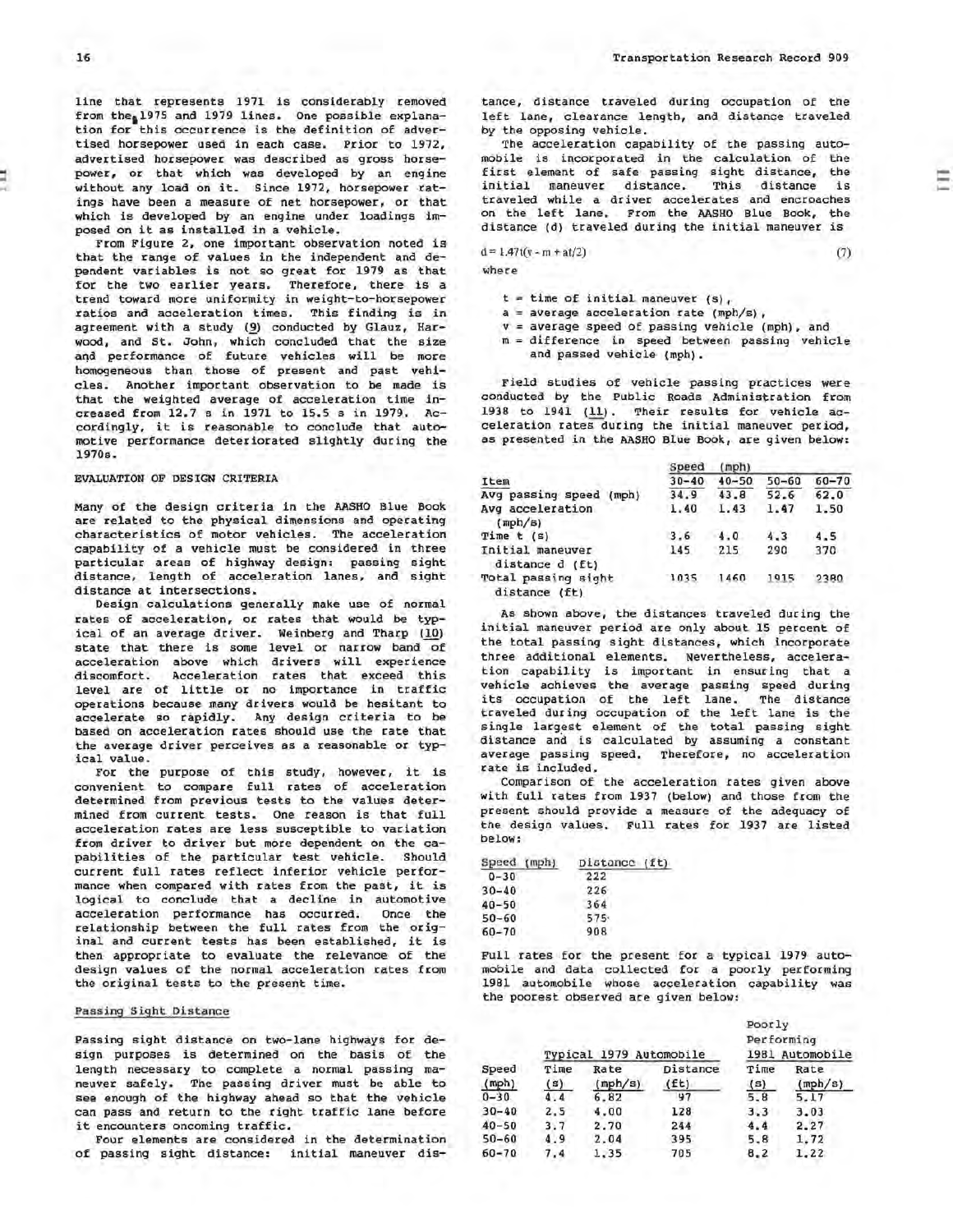line that represents 1971 is considerably removed from the 1975 and 1979 lines. One possible explanation for this occurrence is the definition of advertised horsepower used in each case. Prior to 1972, advertised horsepower was described as gross horsepower, or that which was developed by an engine without any load on it. Since 1972, horsepower ratings have been a measure of net horsepower, or that which is developed by an engine under loadings imposed on it as installed in a vehicle.

From Figure 2, one important observation noted is that the range of values in the independent and dependent variables is not so great for 1979 as that for the two earlier years. Therefore, there is a trend toward more uniformity in weight-to-horsepower ratios and acceleration times. This finding is in agreement with a study (9) conducted by Glauz, Harwood, and St. John, which concluded that the size and performance of future vehicles will be more homogeneous than those of present and past vehicles. Another important observation to be made is that the weighted average of acceleration time increased from 12.7 s in 1971 to 15.5 s in 1979. Accordingly, it is reasonable to conclude that automotive performance deteriorated slightly during the 1970s.

## EVALUATION OF DESIGN CRITERIA

Many of the design criteria in the AASHO Blue Book are related to the physical dimensions and operating characteristics of motor vehicles. The acceleration capability of a vehicle must be considered in three particular areas of highway design: passing sight distance, length of acceleration lanes, and sight distance at intersections.

Design calculations generally make use of normal rates of acceleration, or rates that would be typical of an average driver. Weinberg and Tharp (10) state that there is some level or narrow band of acceleration above which drivers will experience discomfort. Acceleration rates that exceed this level are of little or no importance in traffic operations because many drivers would be hesitant to accelerate so rapidly. Any design criteria to be based on acceleration rates should use the rate that the average driver perceives as a reasonable or typical value.

For the purpose of this study, however, it is convenient to compare full rates of acceleration determined from previous tests to the values determined from current tests. One reason is that full acceleration rates are less susceptible to variation from driver to driver but more dependent on the capabilities of the particular test vehicle. Should current full rates reflect inferior vehicle performance when compared with rates from the past, it is logical to conclude that a decline in automotive acceleration performance has occurred. Once the relationship between the full rates from the original and current tests has been established, it is then appropriate to evaluate the relevance of the design values of the normal acceleration rates from the original tests to the present time.

### Passing Sight Distance

Passing sight distance on two-lane highways for design purposes is determined on the basis of the length necessary to complete a normal passing maneuver safely. The passing driver must be able to see enough of the highway ahead so that the vehicle can pass and return to the right traffic lane before it encounters oncoming traffic.

Four elements are considered in the determination of passing sight distance: initial maneuver distance, distance traveled during occupation of the left lane, clearance length, and distance traveled by the opposing vehicle.

The acceleration capability of the passing automobile is incorporated in the calculation of the first element of safe passing sight distance, the initial maneuver distance. This distance is traveled while a driver accelerates and encroaches on the left lane. From the AASHO Blue Book, the distance (d) traveled during the initial maneuver is

$$d = 1.47t(v - m + at/2) \quad (7)$$

where

- $t$ = time of initial maneuver (s),
- $a$ = average acceleration rate (mph/s),
- $v$ = average speed of passing vehicle (mph), and
- $m$ = difference in speed between passing vehicle and passed vehicle (mph).

Field studies of vehicle passing practices were conducted by the Public Roads Administration from 1938 to 1941 (11). Their results for vehicle acceleration rates during the initial maneuver period, as presented in the AASHO Blue Book, are given below:

| Item | Speed (mph) 30-40 | 40-50 | 50-60 | 60-70 |
|---|---|---|---|---|
| Avg passing speed (mph) | 34.9 | 43.8 | 52.6 | 62.0 |
| Avg acceleration (mph/s) | 1.40 | 1.43 | 1.47 | 1.50 |
| Time t (s) | 3.6 | 4.0 | 4.3 | 4.5 |
| Initial maneuver distance d (ft) | 145 | 215 | 290 | 370 |
| Total passing sight distance (ft) | 1035 | 1460 | 1915 | 2380 |

As shown above, the distances traveled during the initial maneuver period are only about 15 percent of the total passing sight distances, which incorporate three additional elements. Nevertheless, acceleration capability is important in ensuring that a vehicle achieves the average passing speed during its occupation of the left lane. The distance traveled during occupation of the left lane is the single largest element of the total passing sight distance and is calculated by assuming a constant average passing speed. Therefore, no acceleration rate is included.

Comparison of the acceleration rates given above with full rates from 1937 (below) and those from the present should provide a measure of the adequacy of the design values. Full rates for 1937 are listed below:

| Speed (mph) | Distance (ft) |
|---|---|
| 0-30 | 222 |
| 30-40 | 226 |
| 40-50 | 364 |
| 50-60 | 575 |
| 60-70 | 908 |

Full rates for the present for a typical 1979 automobile and data collected for a poorly performing 1981 automobile whose acceleration capability was the poorest observed are given below:

| | Typical 1979 Automobile | | | Poorly Performing 1981 Automobile | |
|---|---|---|---|---|---|
| Speed (mph) | Time (s) | Rate (mph/s) | Distance (ft) | Time (s) | Rate (mph/s) |
| 0-30 | 4.4 | 6.82 | 97 | 5.8 | 5.17 |
| 30-40 | 2.5 | 4.00 | 128 | 3.3 | 3.03 |
| 40-50 | 3.7 | 2.70 | 244 | 4.4 | 2.27 |
| 50-60 | 4.9 | 2.04 | 395 | 5.8 | 1.72 |
| 60-70 | 7.4 | 1.35 | 705 | 8.2 | 1.22 |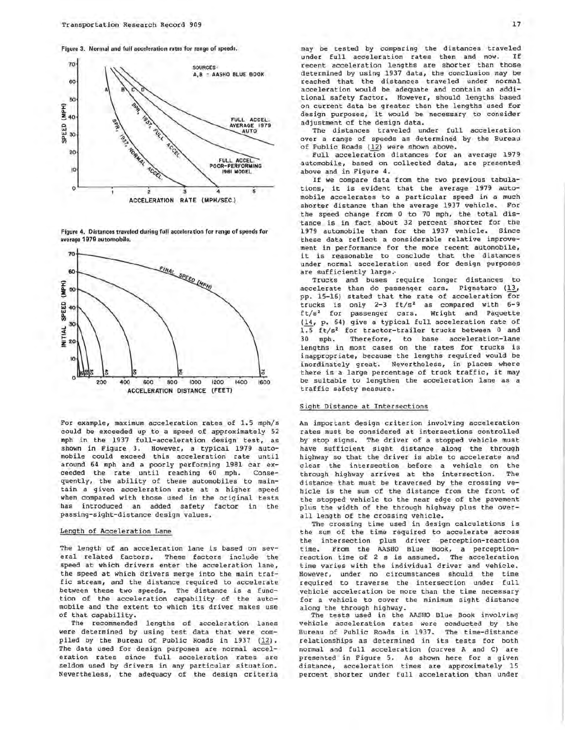Figure 3. Normal and full acceleration rates for range of speeds.

Figure 4. Distances traveled during full acceleration for range of speeds for average 1979 automobile.

For example, maximum acceleration rates of 1.5 mph/s could be exceeded up to a speed of approximately 52 mph in the 1937 full-acceleration design test, as shown in Figure 3. However, a typical 1979 automobile could exceed this acceleration rate until around 64 mph and a poorly performing 1981 car exceeded the rate until reaching 60 mph. Consequently, the ability of these automobiles to maintain a given acceleration rate at a higher speed when compared with those used in the original tests has introduced an added safety factor in the passing-sight-distance design values.

## Length of Acceleration Lane

The length of an acceleration lane is based on several related factors. These factors include the speed at which drivers enter the acceleration lane, the speed at which drivers merge into the main traffic stream, and the distance required to accelerate between these two speeds. The distance is a function of the acceleration capability of the automobile and the extent to which its driver makes use of that capability.

The recommended lengths of acceleration lanes were determined by using test data that were compiled by the Bureau of Public Roads in 1937 (12). The data used for design purposes are normal acceleration rates since full acceleration rates are seldom used by drivers in any particular situation. Nevertheless, the adequacy of the design criteria may be tested by comparing the distances traveled under full acceleration rates then and now. If recent acceleration lengths are shorter than those determined by using 1937 data, the conclusion may be reached that the distances traveled under normal acceleration would be adequate and contain an additional safety factor. However, should lengths based on current data be greater than the lengths used for design purposes, it would be necessary to consider adjustment of the design data.

The distances traveled under full acceleration over a range of speeds as determined by the Bureau of Public Roads (12) were shown above.

Full acceleration distances for an average 1979 automobile, based on collected data, are presented above and in Figure 4.

If we compare data from the two previous tabulations, it is evident that the average 1979 automobile accelerates to a particular speed in a much shorter distance than the average 1937 vehicle. For the speed change from 0 to 70 mph, the total distance is in fact about 32 percent shorter for the 1979 automobile than for the 1937 vehicle. Since these data reflect a considerable relative improvement in performance for the more recent automobile, it is reasonable to conclude that the distances under normal acceleration used for design purposes are sufficiently large.

Trucks and buses require longer distances to accelerate than do passenger cars. Pignataro (13, pp. 15-16) stated that the rate of acceleration for trucks is only 2-3 ft/s² as compared with 6-9 ft/s² for passenger cars. Wright and Paquette (14, p. 64) give a typical full acceleration rate of 1.5 ft/s² for tractor-trailer trucks between 0 and 30 mph. Therefore, to base acceleration-lane lengths in most cases on the rates for trucks is inappropriate, because the lengths required would be inordinately great. Nevertheless, in places where there is a large percentage of truck traffic, it may be suitable to lengthen the acceleration lane as a traffic safety measure.

## Sight Distance at Intersections

An important design criterion involving acceleration rates must be considered at intersections controlled by stop signs. The driver of a stopped vehicle must have sufficient sight distance along the through highway so that the driver is able to accelerate and clear the intersection before a vehicle on the through highway arrives at the intersection. The distance that must be traversed by the crossing vehicle is the sum of the distance from the front of the stopped vehicle to the near edge of the pavement plus the width of the through highway plus the overall length of the crossing vehicle.

The crossing time used in design calculations is the sum of the time required to accelerate across the intersection plus driver perception-reaction time. From the AASHO Blue Book, a perception-reaction time of 2 s is assumed. The acceleration time varies with the individual driver and vehicle. However, under no circumstances should the time required to traverse the intersection under full vehicle acceleration be more than the time necessary for a vehicle to cover the minimum sight distance along the through highway.

The tests used in the AASHO Blue Book involving vehicle acceleration rates were conducted by the Bureau of Public Roads in 1937. The time-distance relationships as determined in its tests for both normal and full acceleration (curves A and C) are presented in Figure 5. As shown here for a given distance, acceleration times are approximately 15 percent shorter under full acceleration than under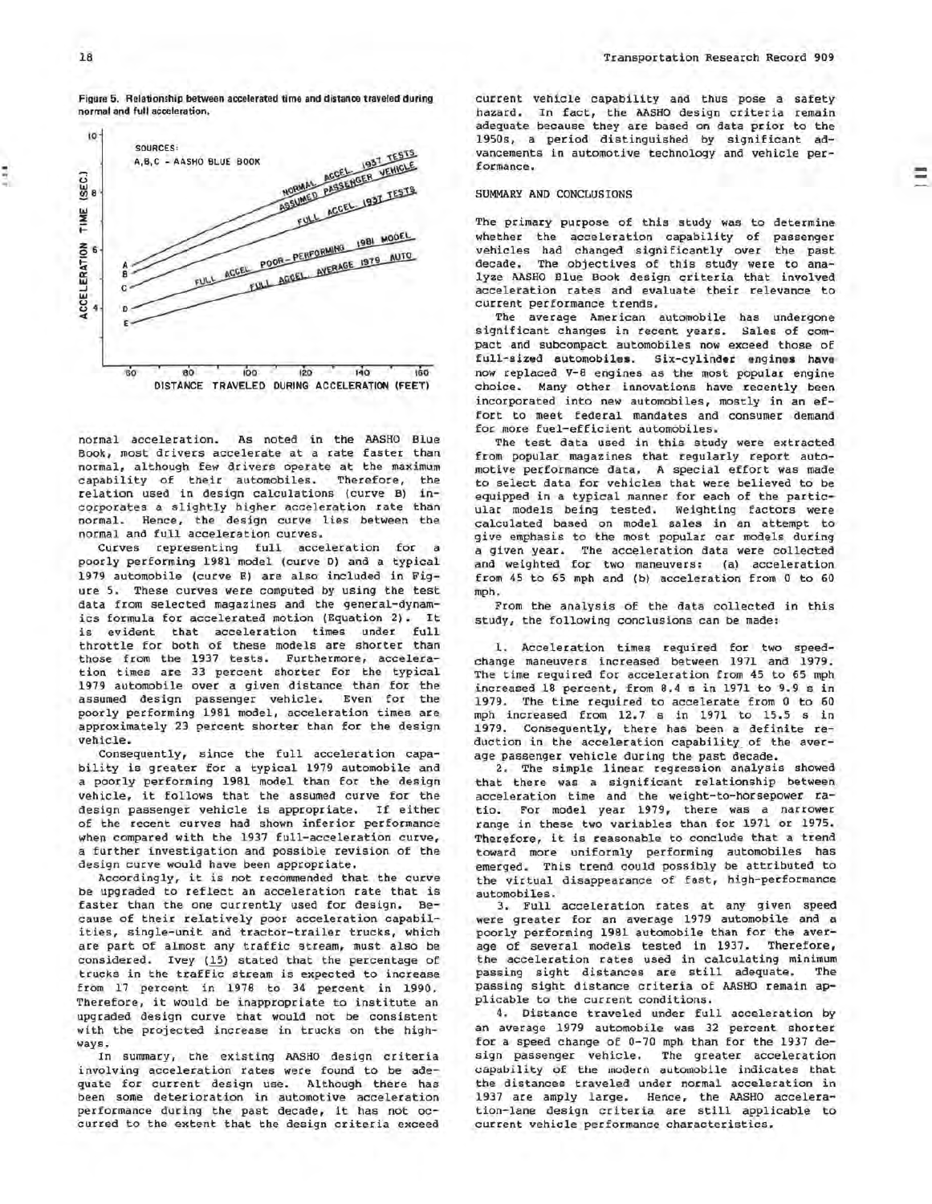Figure 5. Relationship between accelerated time and distance traveled during normal and full acceleration.

normal acceleration. As noted in the AASHO Blue Book, most drivers accelerate at a rate faster than normal, although few drivers operate at the maximum capability of their automobiles. Therefore, the relation used in design calculations (curve B) incorporates a slightly higher acceleration rate than normal. Hence, the design curve lies between the normal and full acceleration curves.

Curves representing full acceleration for a poorly performing 1981 model (curve D) and a typical 1979 automobile (curve E) are also included in Figure 5. These curves were computed by using the test data from selected magazines and the general-dynamics formula for accelerated motion (Equation 2). It is evident that acceleration times under full throttle for both of these models are shorter than those from the 1937 tests. Furthermore, acceleration times are 33 percent shorter for the typical 1979 automobile over a given distance than for the assumed design passenger vehicle. Even for the poorly performing 1981 model, acceleration times are approximately 23 percent shorter than for the design vehicle.

Consequently, since the full acceleration capability is greater for a typical 1979 automobile and a poorly performing 1981 model than for the design vehicle, it follows that the assumed curve for the design passenger vehicle is appropriate. If either of the recent curves had shown inferior performance when compared with the 1937 full-acceleration curve, a further investigation and possible revision of the design curve would have been appropriate.

Accordingly, it is not recommended that the curve be upgraded to reflect an acceleration rate that is faster than the one currently used for design. Because of their relatively poor acceleration capabilities, single-unit and tractor-trailer trucks, which are part of almost any traffic stream, must also be considered. Ivey (15) stated that the percentage of trucks in the traffic stream is expected to increase from 17 percent in 1978 to 34 percent in 1990. Therefore, it would be inappropriate to institute an upgraded design curve that would not be consistent with the projected increase in trucks on the highways.

In summary, the existing AASHO design criteria involving acceleration rates were found to be adequate for current design use. Although there has been some deterioration in automotive acceleration performance during the past decade, it has not occurred to the extent that the design criteria exceed current vehicle capability and thus pose a safety hazard. In fact, the AASHO design criteria remain adequate because they are based on data prior to the 1950s, a period distinguished by significant advancements in automotive technology and vehicle performance.

## SUMMARY AND CONCLUSIONS

The primary purpose of this study was to determine whether the acceleration capability of passenger vehicles had changed significantly over the past decade. The objectives of this study were to analyze AASHO Blue Book design criteria that involved acceleration rates and evaluate their relevance to current performance trends.

The average American automobile has undergone significant changes in recent years. Sales of compact and subcompact automobiles now exceed those of full-sized automobiles. Six-cylinder engines have now replaced V-8 engines as the most popular engine choice. Many other innovations have recently been incorporated into new automobiles, mostly in an effort to meet federal mandates and consumer demand for more fuel-efficient automobiles.

The test data used in this study were extracted from popular magazines that regularly report automotive performance data. A special effort was made to select data for vehicles that were believed to be equipped in a typical manner for each of the particular models being tested. Weighting factors were calculated based on model sales in an attempt to give emphasis to the most popular car models during a given year. The acceleration data were collected and weighted for two maneuvers: (a) acceleration from 45 to 65 mph and (b) acceleration from 0 to 60 mph.

From the analysis of the data collected in this study, the following conclusions can be made:

1. Acceleration times required for two speed-change maneuvers increased between 1971 and 1979. The time required for acceleration from 45 to 65 mph increased 18 percent, from 8.4 s in 1971 to 9.9 s in 1979. The time required to accelerate from 0 to 60 mph increased from 12.7 s in 1971 to 15.5 s in 1979. Consequently, there has been a definite reduction in the acceleration capability of the average passenger vehicle during the past decade.
2. The simple linear regression analysis showed that there was a significant relationship between acceleration time and the weight-to-horsepower ratio. For model year 1979, there was a narrower range in these two variables than for 1971 or 1975. Therefore, it is reasonable to conclude that a trend toward more uniformly performing automobiles has emerged. This trend could possibly be attributed to the virtual disappearance of fast, high-performance automobiles.
3. Full acceleration rates at any given speed were greater for an average 1979 automobile and a poorly performing 1981 automobile than for the average of several models tested in 1937. Therefore, the acceleration rates used in calculating minimum passing sight distances are still adequate. The passing sight distance criteria of AASHO remain applicable to the current conditions.
4. Distance traveled under full acceleration by an average 1979 automobile was 32 percent shorter for a speed change of 0-70 mph than for the 1937 design passenger vehicle. The greater acceleration capability of the modern automobile indicates that the distances traveled under normal acceleration in 1937 are amply large. Hence, the AASHO acceleration-lane design criteria are still applicable to current vehicle performance characteristics.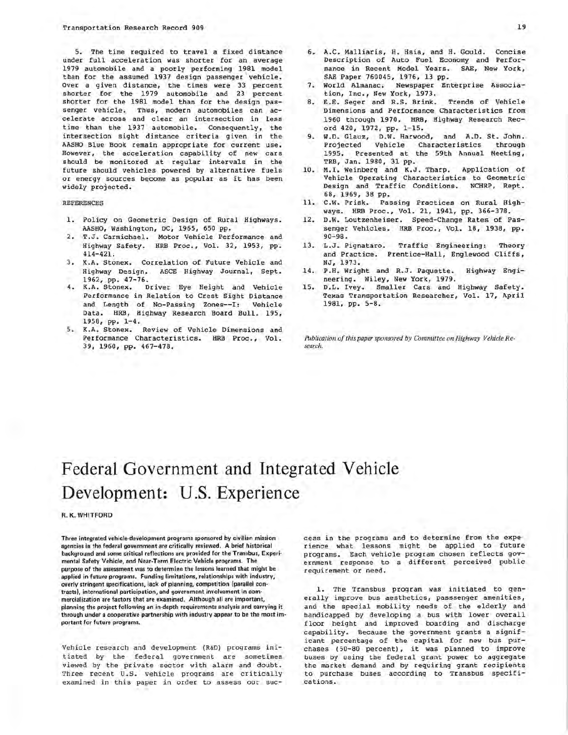5. The time required to travel a fixed distance under full acceleration was shorter for an average 1979 automobile and a poorly performing 1981 model than for the assumed 1937 design passenger vehicle. Over a given distance, the times were 33 percent shorter for the 1979 automobile and 23 percent shorter for the 1981 model than for the design passenger vehicle. Thus, modern automobiles can accelerate across and clear an intersection in less time than the 1937 automobile. Consequently, the intersection sight distance criteria given in the AASHO Blue Book remain appropriate for current use. However, the acceleration capability of new cars should be monitored at regular intervals in the future should vehicles powered by alternative fuels or energy sources become as popular as it has been widely projected.

REFERENCES

1. Policy on Geometric Design of Rural Highways. AASHO, Washington, DC, 1965, 650 pp.
2. T.J. Carmichael. Motor Vehicle Performance and Highway Safety. HRB Proc., Vol. 32, 1953, pp. 414-421.
3. K.A. Stonex. Correlation of Future Vehicle and Highway Design. ASCE Highway Journal, Sept. 1962, pp. 47-76.
4. K.A. Stonex. Driver Eye Height and Vehicle Performance in Relation to Crest Sight Distance and Length of No-Passing Zones--I: Vehicle Data. HRB, Highway Research Board Bull. 195, 1958, pp. 1-4.
5. K.A. Stonex. Review of Vehicle Dimensions and Performance Characteristics. HRB Proc., Vol. 39, 1960, pp. 467-478.
6. A.C. Malliaris, H. Hsia, and H. Gould. Concise Description of Auto Fuel Economy and Performance in Recent Model Years. SAE, New York, SAE Paper 760045, 1976, 13 pp.
7. World Almanac. Newspaper Enterprise Association, Inc., New York, 1973.
8. E.E. Seger and R.S. Brink. Trends of Vehicle Dimensions and Performance Characteristics from 1960 through 1970. HRB, Highway Research Record 420, 1972, pp. 1-15.
9. W.D. Glauz, D.W. Harwood, and A.D. St. John. Projected Vehicle Characteristics through 1995. Presented at the 59th Annual Meeting, TRB, Jan. 1980, 31 pp.
10. M.I. Weinberg and K.J. Tharp. Application of Vehicle Operating Characteristics to Geometric Design and Traffic Conditions. NCHRP, Rept. 68, 1969, 38 pp.
11. C.W. Prisk. Passing Practices on Rural Highways. HRB Proc., Vol. 21, 1941, pp. 366-378.
12. D.W. Loutzenheiser. Speed-Change Rates of Passenger Vehicles. HRB Proc., Vol. 18, 1938, pp. 90-98.
13. L.J. Pignataro. Traffic Engineering: Theory and Practice. Prentice-Hall, Englewood Cliffs, NJ, 1973.
14. P.H. Wright and R.J. Paquette. Highway Engineering. Wiley, New York, 1979.
15. D.L. Ivey. Smaller Cars and Highway Safety. Texas Transportation Researcher, Vol. 17, April 1981, pp. 5-8.

*Publication of this paper sponsored by Committee on Highway Vehicle Research.*

# Federal Government and Integrated Vehicle Development: U.S. Experience

R. K. WHITFORD

**Three integrated vehicle-development programs sponsored by civilian mission agencies in the federal government are critically reviewed. A brief historical background and some critical reflections are provided for the Transbus, Experimental Safety Vehicle, and Near-Term Electric Vehicle programs. The purpose of the assessment was to determine the lessons learned that might be applied in future programs. Funding limitations, relationships with industry, overly stringent specifications, lack of planning, competition (parallel contracts), international participation, and government involvement in commercialization are factors that are examined. Although all are important, planning the project following an in-depth requirements analysis and carrying it through under a cooperative partnership with industry appear to be the most important for future programs.**

Vehicle research and development (R&D) programs initiated by the federal government are sometimes viewed by the private sector with alarm and doubt. Three recent U.S. vehicle programs are critically examined in this paper in order to assess our success in the programs and to determine from the experience what lessons might be applied to future programs. Each vehicle program chosen reflects government response to a different perceived public requirement or need.

1. The Transbus program was initiated to generally improve bus aesthetics, passsenger amenities, and the special mobility needs of the elderly and handicapped by developing a bus with lower overall floor height and improved boarding and discharge capability. Because the government grants a significant percentage of the capital for new bus purchases (50-80 percent), it was planned to improve buses by using the federal grant power to aggregate the market demand and by requiring grant recipients to purchase buses according to Transbus specifications.